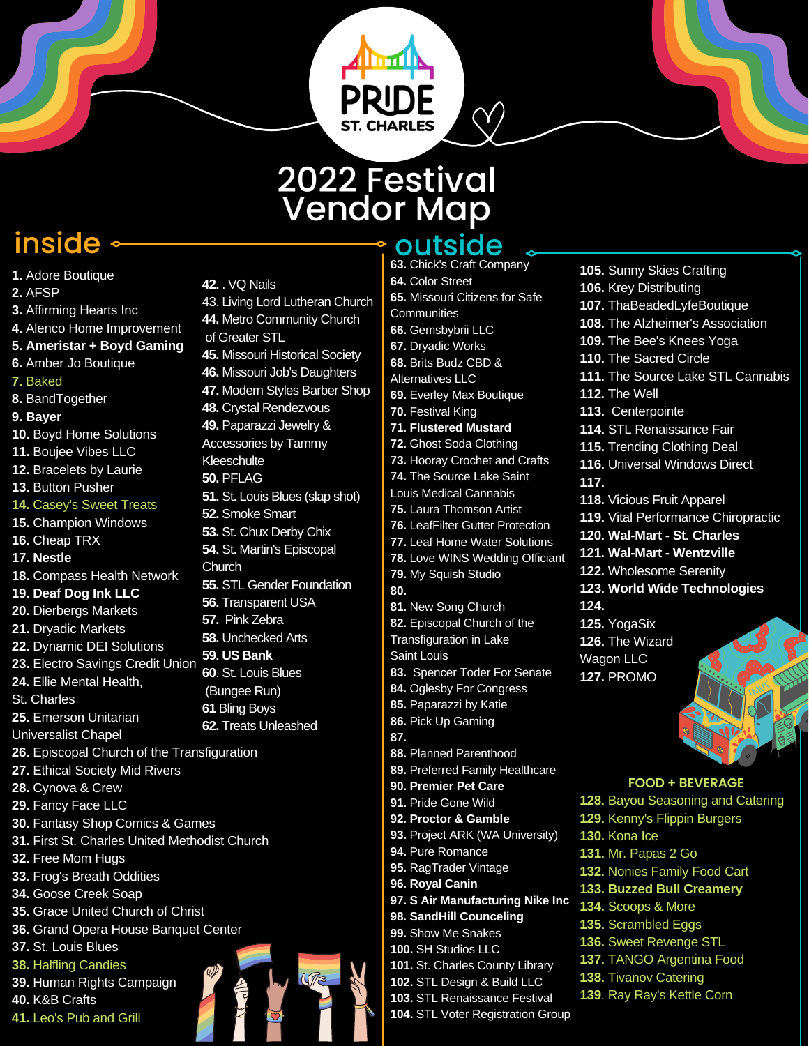PRIDE ST. CHARLES

# 2022 Festival Vendor Map

## inside

1. Adore Boutique
2. AFSP
3. Affirming Hearts Inc
4. Alenco Home Improvement
5. **Ameristar + Boyd Gaming**
6. Amber Jo Boutique
7. Baked
8. BandTogether
9. **Bayer**
10. Boyd Home Solutions
11. Boujee Vibes LLC
12. Bracelets by Laurie
13. Button Pusher
14. Casey's Sweet Treats
15. Champion Windows
16. Cheap TRX
17. **Nestle**
18. Compass Health Network
19. **Deaf Dog Ink LLC**
20. Dierbergs Markets
21. Dryadic Works
22. Dynamic DEI Solutions
23. Electro Savings Credit Union
24. Ellie Mental Health, St. Charles
25. Emerson Unitarian Universalist Chapel
26. Episcopal Church of the Transfiguration
27. Ethical Society Mid Rivers
28. Cynova & Crew
29. Fancy Face LLC
30. Fantasy Shop Comics & Games
31. First St. Charles United Methodist Church
32. Free Mom Hugs
33. Frog's Breath Oddities
34. Goose Creek Soap
35. Grace United Church of Christ
36. Grand Opera House Banquet Center
37. St. Louis Blues
38. Halfling Candies
39. Human Rights Campaign
40. K&B Crafts
41. Leo's Pub and Grill
42. . VQ Nails
43. Living Lord Lutheran Church
44. Metro Community Church of Greater STL
45. Missouri Historical Society
46. Missouri Job's Daughters
47. Modern Styles Barber Shop
48. Crystal Rendezvous
49. Paparazzi Jewelry & Accessories by Tammy Kleeschulte
50. PFLAG
51. St. Louis Blues (slap shot)
52. Smoke Smart
53. St. Chux Derby Chix
54. St. Martin's Episcopal Church
55. STL Gender Foundation
56. Transparent USA
57. Pink Zebra
58. Unchecked Arts
59. **US Bank**
60. St. Louis Blues (Bungee Run)
61. Bling Boys
62. Treats Unleashed

## outside

63. Chick's Craft Company
64. Color Street
65. Missouri Citizens for Safe Communities
66. Gemsbybrii LLC
67. Dryadic Works
68. Brits Budz CBD & Alternatives LLC
69. Everley Max Boutique
70. Festival King
71. **Flustered Mustard**
72. Ghost Soda Clothing
73. Hooray Crochet and Crafts
74. The Source Lake Saint Louis Medical Cannabis
75. Laura Thomson Artist
76. LeafFilter Gutter Protection
77. Leaf Home Water Solutions
78. Love WINS Wedding Officiant
79. My Squish Studio
80.
81. New Song Church
82. Episcopal Church of the Transfiguration in Lake Saint Louis
83. Spencer Toder For Senate
84. Oglesby For Congress
85. Paparazzi by Katie
86. Pick Up Gaming
87.
88. Planned Parenthood
89. Preferred Family Healthcare
90. **Premier Pet Care**
91. Pride Gone Wild
92. **Proctor & Gamble**
93. Project ARK (WA University)
94. Pure Romance
95. RagTrader Vintage
96. **Royal Canin**
97. **S Air Manufacturing Nike Inc**
98. **SandHill Counceling**
99. Show Me Snakes
100. SH Studios LLC
101. St. Charles County Library
102. STL Design & Build LLC
103. STL Renaissance Festival
104. STL Voter Registration Group
105. Sunny Skies Crafting
106. Krey Distributing
107. ThaBeadedLyfeBoutique
108. The Alzheimer's Association
109. The Bee's Knees Yoga
110. The Sacred Circle
111. The Source Lake STL Cannabis
112. The Well
113. Centerpointe
114. STL Renaissance Fair
115. Trending Clothing Deal
116. Universal Windows Direct
117.
118. Vicious Fruit Apparel
119. Vital Performance Chiropractic
120. **Wal-Mart - St. Charles**
121. **Wal-Mart - Wentzville**
122. Wholesome Serenity
123. **World Wide Technologies**
124.
125. YogaSix
126. The Wizard Wagon LLC
127. PROMO

### FOOD + BEVERAGE

128. Bayou Seasoning and Catering
129. Kenny's Flippin Burgers
130. Kona Ice
131. Mr. Papas 2 Go
132. Nonies Family Food Cart
133. **Buzzed Bull Creamery**
134. Scoops & More
135. Scrambled Eggs
136. Sweet Revenge STL
137. TANGO Argentina Food
138. Tivanov Catering
139. Ray Ray's Kettle Corn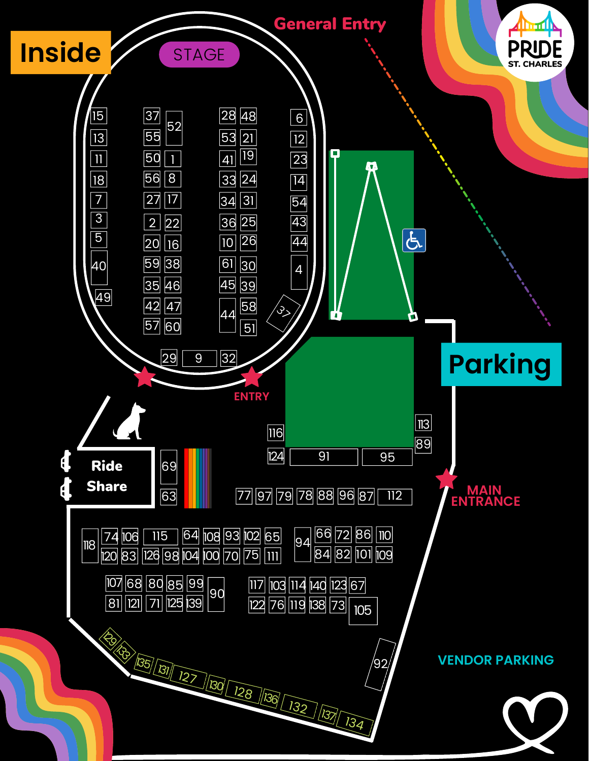Inside

STAGE

General Entry

PRIDE
ST. CHARLES

15 13 11 18 7 3 5 40 49

37 55 50 56 27 2 20 59 35 42 57

52 1 8 17 22 16 38 46 47 60

28 53 41 33 34 36 10 61 45 44

48 21 19 24 31 25 26 30 39 58 51

6 12 23 14 54 43 44 4 37

29 9 32

ENTRY

Parking

116 124 91 95

113 89

Ride
Share

69 63

77 97 79 78 88 96 87 112

MAIN ENTRANCE

118 74 106 115 64 108 93 102 65

120 83 126 98 104 100 70 75 111

94 66 72 86 110

84 82 101 109

107 68 80 85 99 90

81 121 71 125 139

117 103 114 140 123 67

122 76 119 138 73 105

92

VENDOR PARKING

129 133 135 131 127 130 128 136 132 137 134